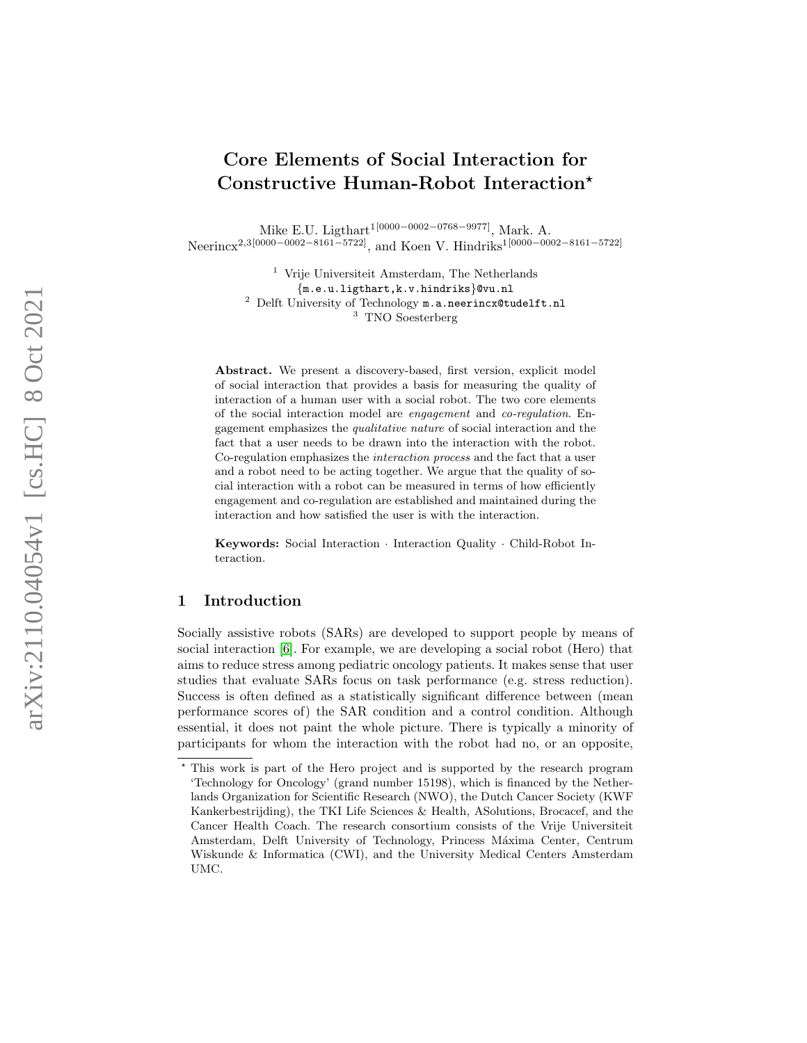# Core Elements of Social Interaction for Constructive Human-Robot Interaction*

Mike E.U. Ligthart[1[0000−0002−0768−9977]], Mark. A. Neerincx[2,3[0000−0002−8161−5722]], and Koen V. Hindriks[1[0000−0002−8161−5722]]

[1] Vrije Universiteit Amsterdam, The Netherlands
{m.e.u.ligthart,k.v.hindriks}@vu.nl
[2] Delft University of Technology m.a.neerincx@tudelft.nl
[3] TNO Soesterberg

**Abstract.** We present a discovery-based, first version, explicit model of social interaction that provides a basis for measuring the quality of interaction of a human user with a social robot. The two core elements of the social interaction model are *engagement* and *co-regulation*. Engagement emphasizes the *qualitative nature* of social interaction and the fact that a user needs to be drawn into the interaction with the robot. Co-regulation emphasizes the *interaction process* and the fact that a user and a robot need to be acting together. We argue that the quality of social interaction with a robot can be measured in terms of how efficiently engagement and co-regulation are established and maintained during the interaction and how satisfied the user is with the interaction.

**Keywords:** Social Interaction · Interaction Quality · Child-Robot Interaction.

## 1 Introduction

Socially assistive robots (SARs) are developed to support people by means of social interaction [6]. For example, we are developing a social robot (Hero) that aims to reduce stress among pediatric oncology patients. It makes sense that user studies that evaluate SARs focus on task performance (e.g. stress reduction). Success is often defined as a statistically significant difference between (mean performance scores of) the SAR condition and a control condition. Although essential, it does not paint the whole picture. There is typically a minority of participants for whom the interaction with the robot had no, or an opposite,

* This work is part of the Hero project and is supported by the research program 'Technology for Oncology' (grand number 15198), which is financed by the Netherlands Organization for Scientific Research (NWO), the Dutch Cancer Society (KWF Kankerbestrijding), the TKI Life Sciences & Health, ASolutions, Brocacef, and the Cancer Health Coach. The research consortium consists of the Vrije Universiteit Amsterdam, Delft University of Technology, Princess Máxima Center, Centrum Wiskunde & Informatica (CWI), and the University Medical Centers Amsterdam UMC.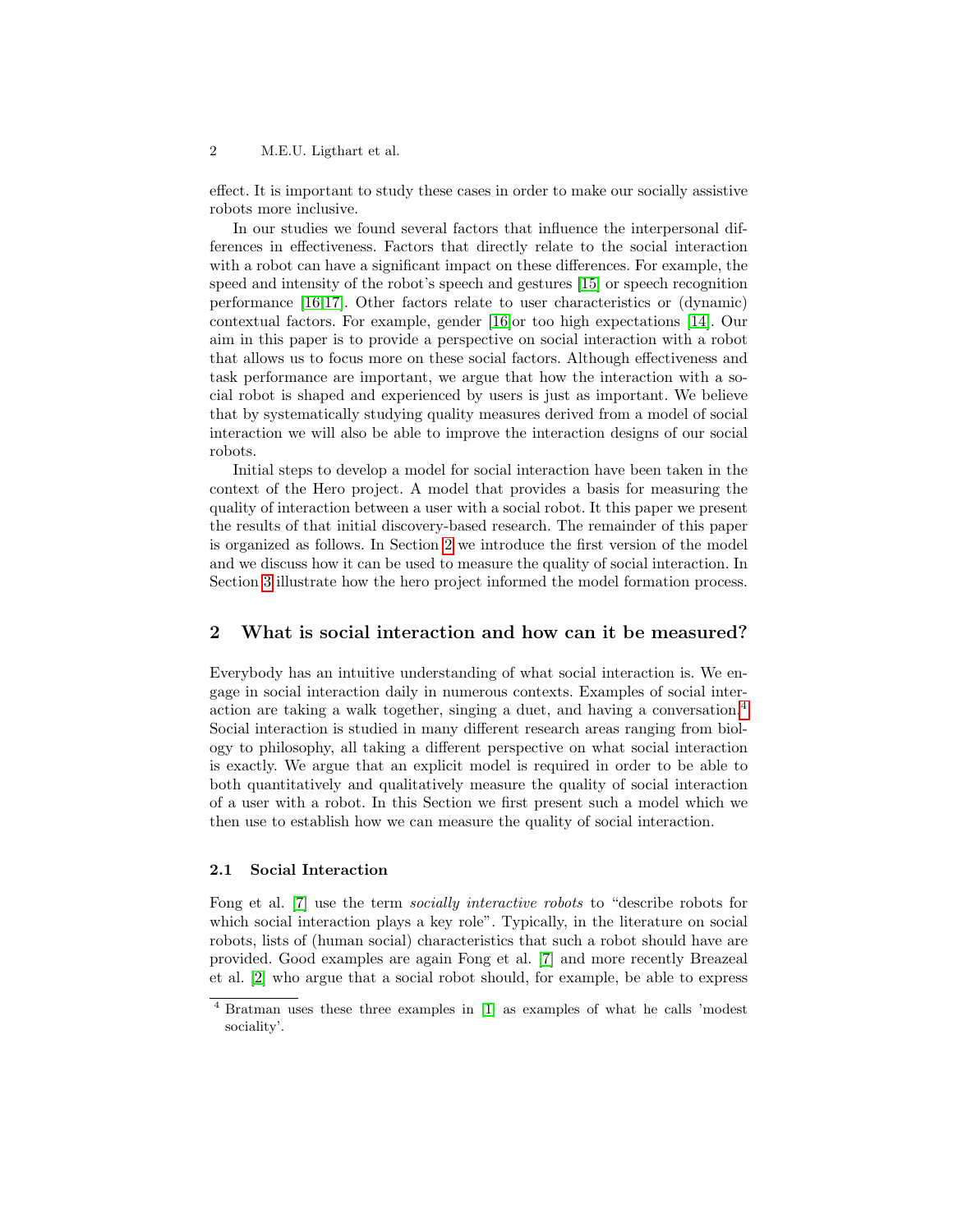effect. It is important to study these cases in order to make our socially assistive robots more inclusive.

In our studies we found several factors that influence the interpersonal differences in effectiveness. Factors that directly relate to the social interaction with a robot can have a significant impact on these differences. For example, the speed and intensity of the robot's speech and gestures [15] or speech recognition performance [16,17]. Other factors relate to user characteristics or (dynamic) contextual factors. For example, gender [16]or too high expectations [14]. Our aim in this paper is to provide a perspective on social interaction with a robot that allows us to focus more on these social factors. Although effectiveness and task performance are important, we argue that how the interaction with a social robot is shaped and experienced by users is just as important. We believe that by systematically studying quality measures derived from a model of social interaction we will also be able to improve the interaction designs of our social robots.

Initial steps to develop a model for social interaction have been taken in the context of the Hero project. A model that provides a basis for measuring the quality of interaction between a user with a social robot. It this paper we present the results of that initial discovery-based research. The remainder of this paper is organized as follows. In Section 2 we introduce the first version of the model and we discuss how it can be used to measure the quality of social interaction. In Section 3 illustrate how the hero project informed the model formation process.

## 2 What is social interaction and how can it be measured?

Everybody has an intuitive understanding of what social interaction is. We engage in social interaction daily in numerous contexts. Examples of social interaction are taking a walk together, singing a duet, and having a conversation.[4] Social interaction is studied in many different research areas ranging from biology to philosophy, all taking a different perspective on what social interaction is exactly. We argue that an explicit model is required in order to be able to both quantitatively and qualitatively measure the quality of social interaction of a user with a robot. In this Section we first present such a model which we then use to establish how we can measure the quality of social interaction.

### 2.1 Social Interaction

Fong et al. [7] use the term *socially interactive robots* to "describe robots for which social interaction plays a key role". Typically, in the literature on social robots, lists of (human social) characteristics that such a robot should have are provided. Good examples are again Fong et al. [7] and more recently Breazeal et al. [2] who argue that a social robot should, for example, be able to express

[4] Bratman uses these three examples in [1] as examples of what he calls 'modest sociality'.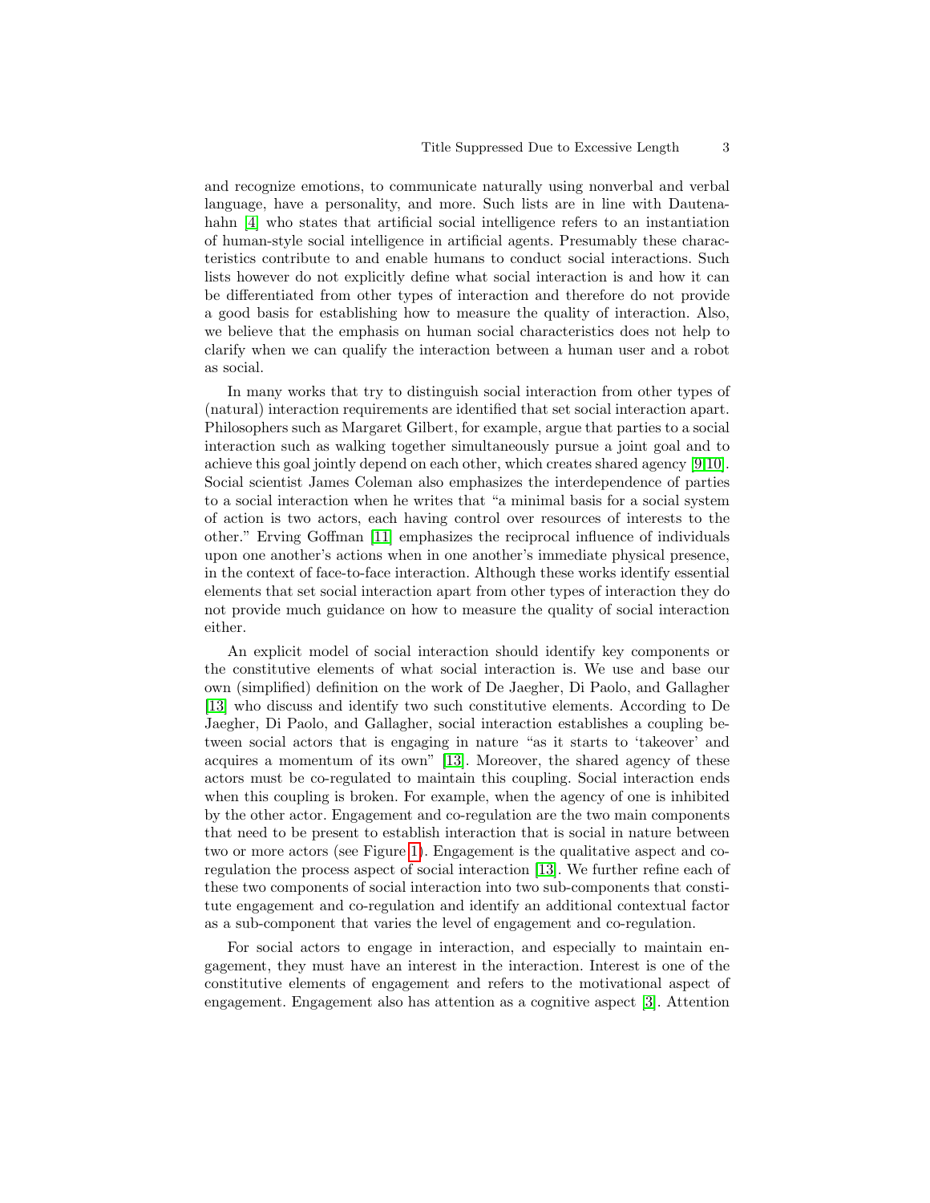and recognize emotions, to communicate naturally using nonverbal and verbal language, have a personality, and more. Such lists are in line with Dautenahahn [4] who states that artificial social intelligence refers to an instantiation of human-style social intelligence in artificial agents. Presumably these characteristics contribute to and enable humans to conduct social interactions. Such lists however do not explicitly define what social interaction is and how it can be differentiated from other types of interaction and therefore do not provide a good basis for establishing how to measure the quality of interaction. Also, we believe that the emphasis on human social characteristics does not help to clarify when we can qualify the interaction between a human user and a robot as social.

In many works that try to distinguish social interaction from other types of (natural) interaction requirements are identified that set social interaction apart. Philosophers such as Margaret Gilbert, for example, argue that parties to a social interaction such as walking together simultaneously pursue a joint goal and to achieve this goal jointly depend on each other, which creates shared agency [9][10]. Social scientist James Coleman also emphasizes the interdependence of parties to a social interaction when he writes that "a minimal basis for a social system of action is two actors, each having control over resources of interests to the other." Erving Goffman [11] emphasizes the reciprocal influence of individuals upon one another's actions when in one another's immediate physical presence, in the context of face-to-face interaction. Although these works identify essential elements that set social interaction apart from other types of interaction they do not provide much guidance on how to measure the quality of social interaction either.

An explicit model of social interaction should identify key components or the constitutive elements of what social interaction is. We use and base our own (simplified) definition on the work of De Jaegher, Di Paolo, and Gallagher [13] who discuss and identify two such constitutive elements. According to De Jaegher, Di Paolo, and Gallagher, social interaction establishes a coupling between social actors that is engaging in nature "as it starts to 'takeover' and acquires a momentum of its own" [13]. Moreover, the shared agency of these actors must be co-regulated to maintain this coupling. Social interaction ends when this coupling is broken. For example, when the agency of one is inhibited by the other actor. Engagement and co-regulation are the two main components that need to be present to establish interaction that is social in nature between two or more actors (see Figure 1). Engagement is the qualitative aspect and co-regulation the process aspect of social interaction [13]. We further refine each of these two components of social interaction into two sub-components that constitute engagement and co-regulation and identify an additional contextual factor as a sub-component that varies the level of engagement and co-regulation.

For social actors to engage in interaction, and especially to maintain engagement, they must have an interest in the interaction. Interest is one of the constitutive elements of engagement and refers to the motivational aspect of engagement. Engagement also has attention as a cognitive aspect [3]. Attention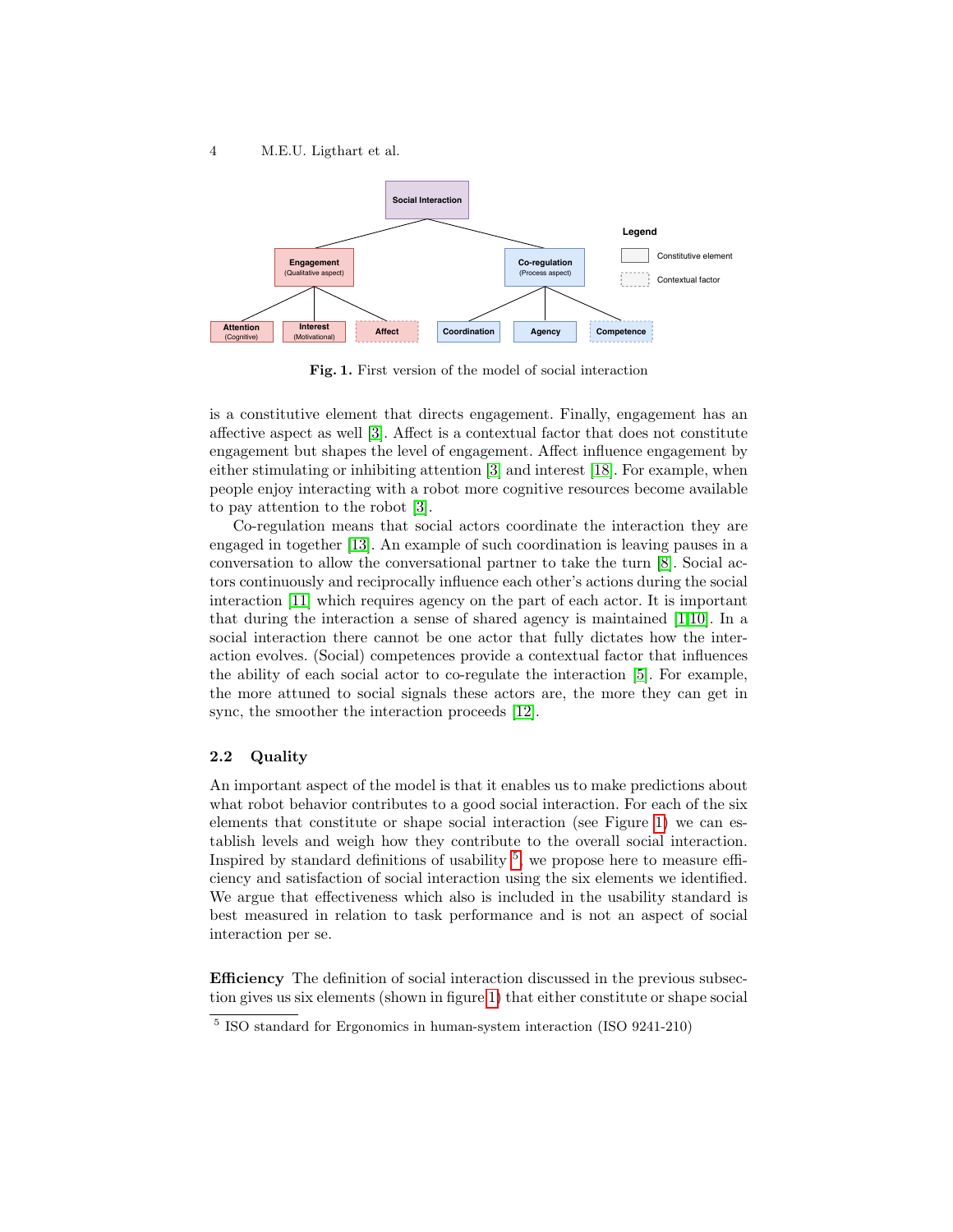Fig. 1. First version of the model of social interaction

is a constitutive element that directs engagement. Finally, engagement has an affective aspect as well [3]. Affect is a contextual factor that does not constitute engagement but shapes the level of engagement. Affect influence engagement by either stimulating or inhibiting attention [3] and interest [18]. For example, when people enjoy interacting with a robot more cognitive resources become available to pay attention to the robot [3].

Co-regulation means that social actors coordinate the interaction they are engaged in together [13]. An example of such coordination is leaving pauses in a conversation to allow the conversational partner to take the turn [8]. Social actors continuously and reciprocally influence each other's actions during the social interaction [11] which requires agency on the part of each actor. It is important that during the interaction a sense of shared agency is maintained [1,10]. In a social interaction there cannot be one actor that fully dictates how the interaction evolves. (Social) competences provide a contextual factor that influences the ability of each social actor to co-regulate the interaction [5]. For example, the more attuned to social signals these actors are, the more they can get in sync, the smoother the interaction proceeds [12].

### 2.2 Quality

An important aspect of the model is that it enables us to make predictions about what robot behavior contributes to a good social interaction. For each of the six elements that constitute or shape social interaction (see Figure 1) we can establish levels and weigh how they contribute to the overall social interaction. Inspired by standard definitions of usability [5], we propose here to measure efficiency and satisfaction of social interaction using the six elements we identified. We argue that effectiveness which also is included in the usability standard is best measured in relation to task performance and is not an aspect of social interaction per se.

**Efficiency** The definition of social interaction discussed in the previous subsection gives us six elements (shown in figure 1) that either constitute or shape social

[5] ISO standard for Ergonomics in human-system interaction (ISO 9241-210)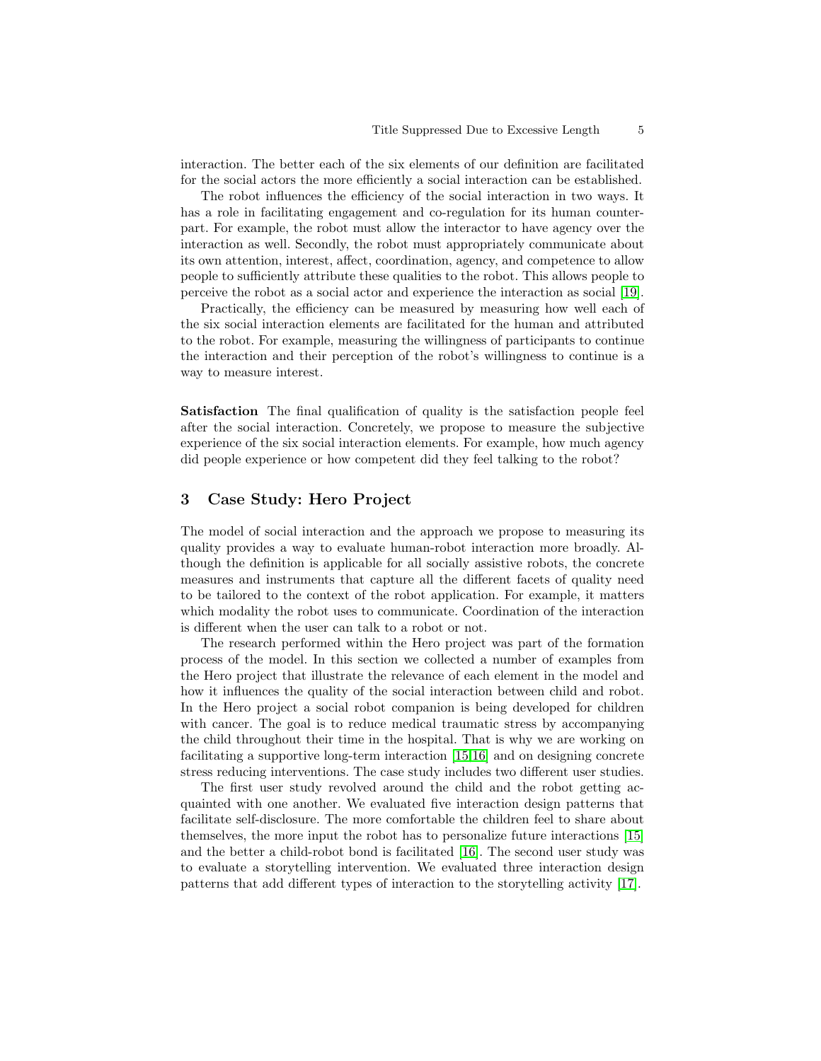interaction. The better each of the six elements of our definition are facilitated for the social actors the more efficiently a social interaction can be established.

The robot influences the efficiency of the social interaction in two ways. It has a role in facilitating engagement and co-regulation for its human counterpart. For example, the robot must allow the interactor to have agency over the interaction as well. Secondly, the robot must appropriately communicate about its own attention, interest, affect, coordination, agency, and competence to allow people to sufficiently attribute these qualities to the robot. This allows people to perceive the robot as a social actor and experience the interaction as social [19].

Practically, the efficiency can be measured by measuring how well each of the six social interaction elements are facilitated for the human and attributed to the robot. For example, measuring the willingness of participants to continue the interaction and their perception of the robot's willingness to continue is a way to measure interest.

**Satisfaction** The final qualification of quality is the satisfaction people feel after the social interaction. Concretely, we propose to measure the subjective experience of the six social interaction elements. For example, how much agency did people experience or how competent did they feel talking to the robot?

## 3 Case Study: Hero Project

The model of social interaction and the approach we propose to measuring its quality provides a way to evaluate human-robot interaction more broadly. Although the definition is applicable for all socially assistive robots, the concrete measures and instruments that capture all the different facets of quality need to be tailored to the context of the robot application. For example, it matters which modality the robot uses to communicate. Coordination of the interaction is different when the user can talk to a robot or not.

The research performed within the Hero project was part of the formation process of the model. In this section we collected a number of examples from the Hero project that illustrate the relevance of each element in the model and how it influences the quality of the social interaction between child and robot. In the Hero project a social robot companion is being developed for children with cancer. The goal is to reduce medical traumatic stress by accompanying the child throughout their time in the hospital. That is why we are working on facilitating a supportive long-term interaction [15,16] and on designing concrete stress reducing interventions. The case study includes two different user studies.

The first user study revolved around the child and the robot getting acquainted with one another. We evaluated five interaction design patterns that facilitate self-disclosure. The more comfortable the children feel to share about themselves, the more input the robot has to personalize future interactions [15] and the better a child-robot bond is facilitated [16]. The second user study was to evaluate a storytelling intervention. We evaluated three interaction design patterns that add different types of interaction to the storytelling activity [17].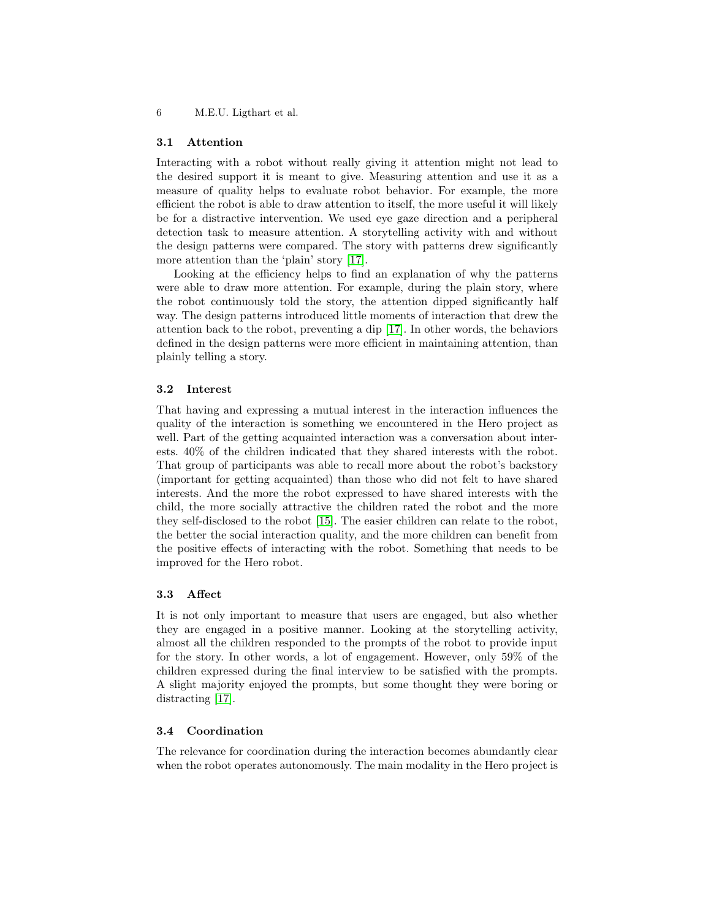### 3.1 Attention

Interacting with a robot without really giving it attention might not lead to the desired support it is meant to give. Measuring attention and use it as a measure of quality helps to evaluate robot behavior. For example, the more efficient the robot is able to draw attention to itself, the more useful it will likely be for a distractive intervention. We used eye gaze direction and a peripheral detection task to measure attention. A storytelling activity with and without the design patterns were compared. The story with patterns drew significantly more attention than the 'plain' story [17].

Looking at the efficiency helps to find an explanation of why the patterns were able to draw more attention. For example, during the plain story, where the robot continuously told the story, the attention dipped significantly half way. The design patterns introduced little moments of interaction that drew the attention back to the robot, preventing a dip [17]. In other words, the behaviors defined in the design patterns were more efficient in maintaining attention, than plainly telling a story.

### 3.2 Interest

That having and expressing a mutual interest in the interaction influences the quality of the interaction is something we encountered in the Hero project as well. Part of the getting acquainted interaction was a conversation about interests. 40% of the children indicated that they shared interests with the robot. That group of participants was able to recall more about the robot's backstory (important for getting acquainted) than those who did not felt to have shared interests. And the more the robot expressed to have shared interests with the child, the more socially attractive the children rated the robot and the more they self-disclosed to the robot [15]. The easier children can relate to the robot, the better the social interaction quality, and the more children can benefit from the positive effects of interacting with the robot. Something that needs to be improved for the Hero robot.

### 3.3 Affect

It is not only important to measure that users are engaged, but also whether they are engaged in a positive manner. Looking at the storytelling activity, almost all the children responded to the prompts of the robot to provide input for the story. In other words, a lot of engagement. However, only 59% of the children expressed during the final interview to be satisfied with the prompts. A slight majority enjoyed the prompts, but some thought they were boring or distracting [17].

### 3.4 Coordination

The relevance for coordination during the interaction becomes abundantly clear when the robot operates autonomously. The main modality in the Hero project is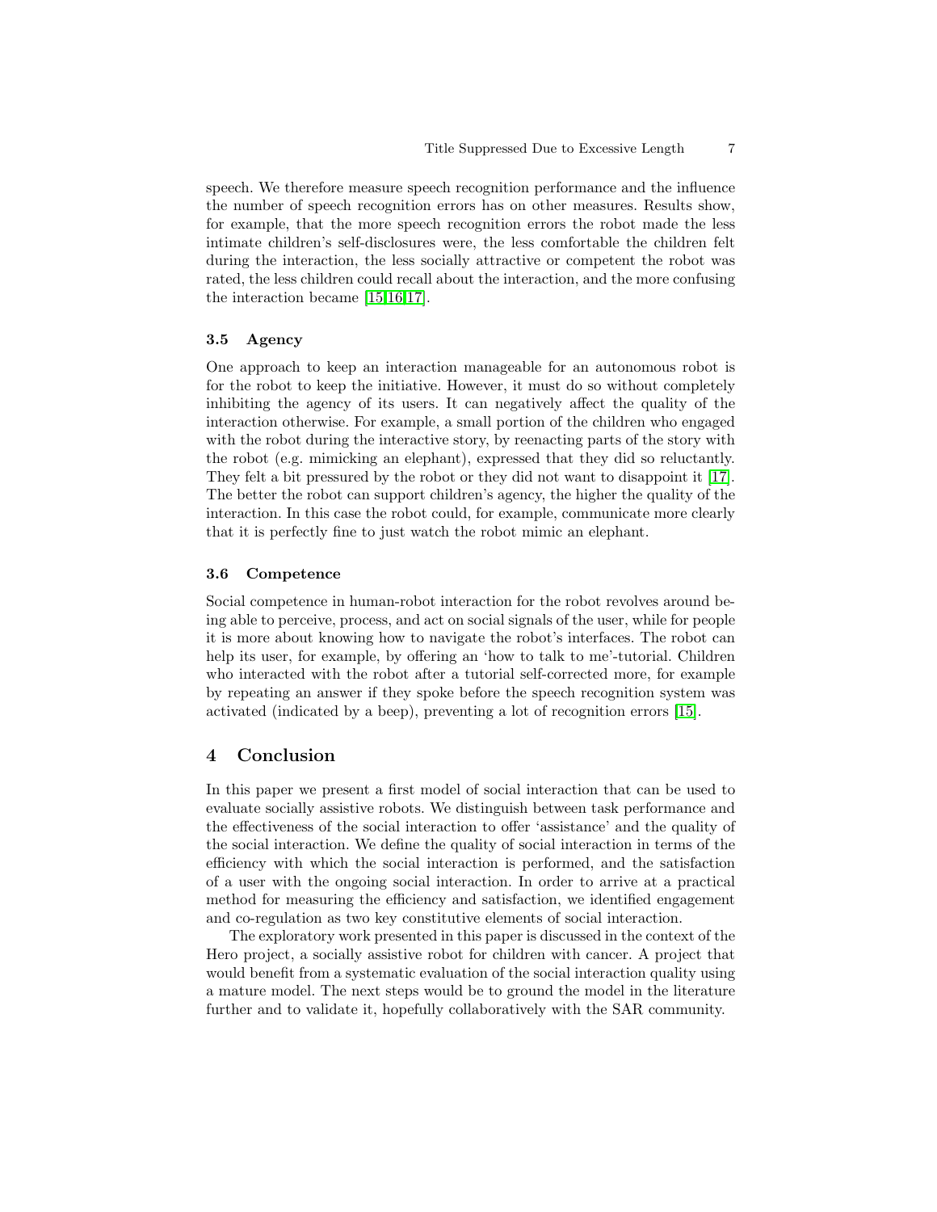speech. We therefore measure speech recognition performance and the influence the number of speech recognition errors has on other measures. Results show, for example, that the more speech recognition errors the robot made the less intimate children's self-disclosures were, the less comfortable the children felt during the interaction, the less socially attractive or competent the robot was rated, the less children could recall about the interaction, and the more confusing the interaction became [15,16,17].

### 3.5 Agency

One approach to keep an interaction manageable for an autonomous robot is for the robot to keep the initiative. However, it must do so without completely inhibiting the agency of its users. It can negatively affect the quality of the interaction otherwise. For example, a small portion of the children who engaged with the robot during the interactive story, by reenacting parts of the story with the robot (e.g. mimicking an elephant), expressed that they did so reluctantly. They felt a bit pressured by the robot or they did not want to disappoint it [17]. The better the robot can support children's agency, the higher the quality of the interaction. In this case the robot could, for example, communicate more clearly that it is perfectly fine to just watch the robot mimic an elephant.

### 3.6 Competence

Social competence in human-robot interaction for the robot revolves around being able to perceive, process, and act on social signals of the user, while for people it is more about knowing how to navigate the robot's interfaces. The robot can help its user, for example, by offering an 'how to talk to me'-tutorial. Children who interacted with the robot after a tutorial self-corrected more, for example by repeating an answer if they spoke before the speech recognition system was activated (indicated by a beep), preventing a lot of recognition errors [15].

## 4 Conclusion

In this paper we present a first model of social interaction that can be used to evaluate socially assistive robots. We distinguish between task performance and the effectiveness of the social interaction to offer 'assistance' and the quality of the social interaction. We define the quality of social interaction in terms of the efficiency with which the social interaction is performed, and the satisfaction of a user with the ongoing social interaction. In order to arrive at a practical method for measuring the efficiency and satisfaction, we identified engagement and co-regulation as two key constitutive elements of social interaction.

The exploratory work presented in this paper is discussed in the context of the Hero project, a socially assistive robot for children with cancer. A project that would benefit from a systematic evaluation of the social interaction quality using a mature model. The next steps would be to ground the model in the literature further and to validate it, hopefully collaboratively with the SAR community.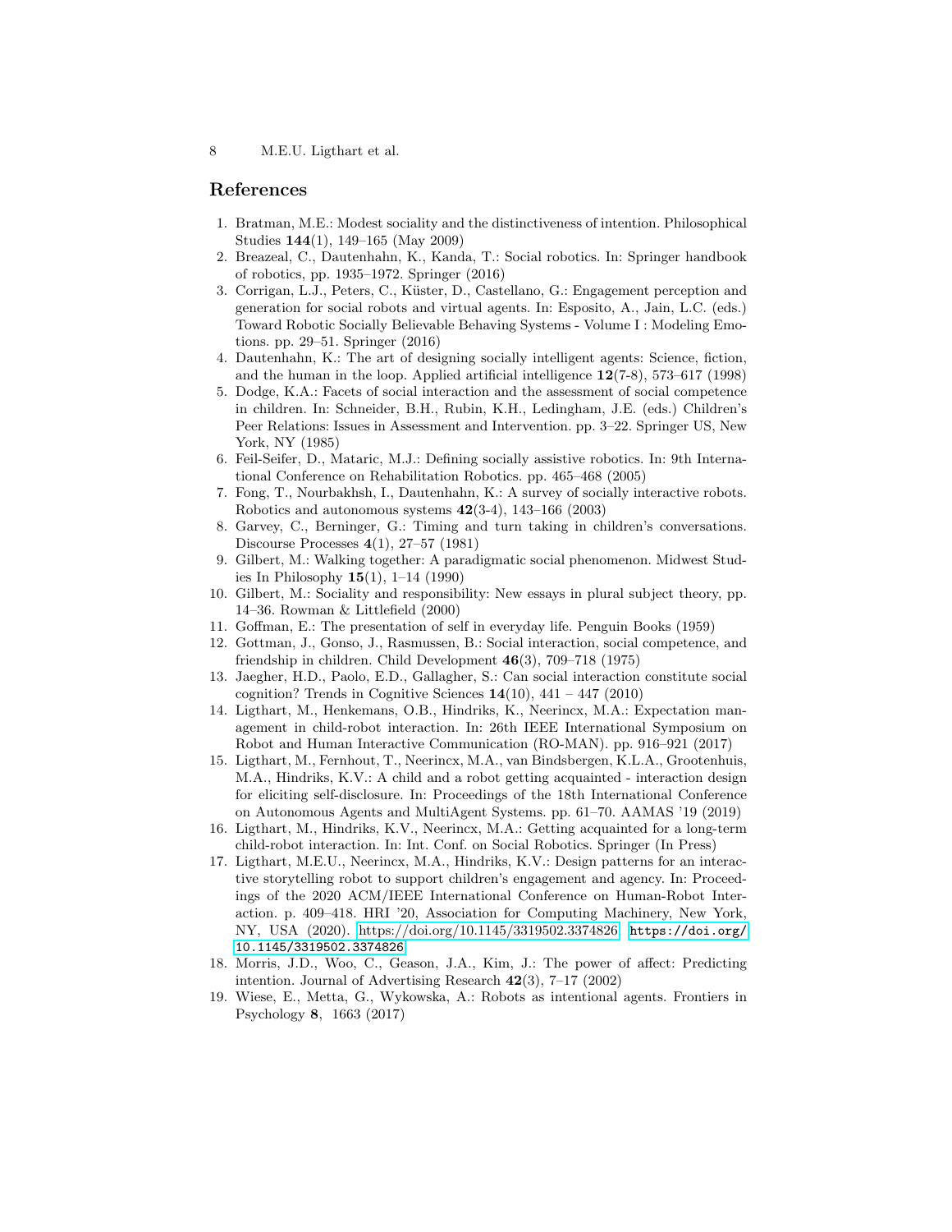## References

1. Bratman, M.E.: Modest sociality and the distinctiveness of intention. Philosophical Studies **144**(1), 149–165 (May 2009)
2. Breazeal, C., Dautenhahn, K., Kanda, T.: Social robots. In: Springer handbook of robotics, pp. 1935–1972. Springer (2016)
3. Corrigan, L.J., Peters, C., Küster, D., Castellano, G.: Engagement perception and generation for social robots and virtual agents. In: Esposito, A., Jain, L.C. (eds.) Toward Robotic Socially Believable Behaving Systems - Volume I : Modeling Emotions. pp. 29–51. Springer (2016)
4. Dautenhahn, K.: The art of designing socially intelligent agents: Science, fiction, and the human in the loop. Applied artificial intelligence **12**(7-8), 573–617 (1998)
5. Dodge, K.A.: Facets of social interaction and the assessment of social competence in children. In: Schneider, B.H., Rubin, K.H., Ledingham, J.E. (eds.) Children's Peer Relations: Issues in Assessment and Intervention. pp. 3–22. Springer US, New York, NY (1985)
6. Feil-Seifer, D., Mataric, M.J.: Defining socially assistive robotics. In: 9th International Conference on Rehabilitation Robotics. pp. 465–468 (2005)
7. Fong, T., Nourbakhsh, I., Dautenhahn, K.: A survey of socially interactive robots. Robotics and autonomous systems **42**(3-4), 143–166 (2003)
8. Garvey, C., Berninger, G.: Timing and turn taking in children's conversations. Discourse Processes **4**(1), 27–57 (1981)
9. Gilbert, M.: Walking together: A paradigmatic social phenomenon. Midwest Studies In Philosophy **15**(1), 1–14 (1990)
10. Gilbert, M.: Sociality and responsibility: New essays in plural subject theory, pp. 14–36. Rowman & Littlefield (2000)
11. Goffman, E.: The presentation of self in everyday life. Penguin Books (1959)
12. Gottman, J., Gonso, J., Rasmussen, B.: Social interaction, social competence, and friendship in children. Child Development **46**(3), 709–718 (1975)
13. Jaegher, H.D., Paolo, E.D., Gallagher, S.: Can social interaction constitute social cognition? Trends in Cognitive Sciences **14**(10), 441 – 447 (2010)
14. Ligthart, M., Henkemans, O.B., Hindriks, K., Neerincx, M.A.: Expectation management in child-robot interaction. In: 26th IEEE International Symposium on Robot and Human Interactive Communication (RO-MAN). pp. 916–921 (2017)
15. Ligthart, M., Fernhout, T., Neerincx, M.A., van Bindsbergen, K.L.A., Grootenhuis, M.A., Hindriks, K.V.: A child and a robot getting acquainted - interaction design for eliciting self-disclosure. In: Proceedings of the 18th International Conference on Autonomous Agents and MultiAgent Systems. pp. 61–70. AAMAS '19 (2019)
16. Ligthart, M., Hindriks, K.V., Neerincx, M.A.: Getting acquainted for a long-term child-robot interaction. In: Int. Conf. on Social Robotics. Springer (In Press)
17. Ligthart, M.E.U., Neerincx, M.A., Hindriks, K.V.: Design patterns for an interactive storytelling robot to support children's engagement and agency. In: Proceedings of the 2020 ACM/IEEE International Conference on Human-Robot Interaction. p. 409–418. HRI '20, Association for Computing Machinery, New York, NY, USA (2020). https://doi.org/10.1145/3319502.3374826, https://doi.org/10.1145/3319502.3374826
18. Morris, J.D., Woo, C., Geason, J.A., Kim, J.: The power of affect: Predicting intention. Journal of Advertising Research **42**(3), 7–17 (2002)
19. Wiese, E., Metta, G., Wykowska, A.: Robots as intentional agents. Frontiers in Psychology **8**, 1663 (2017)